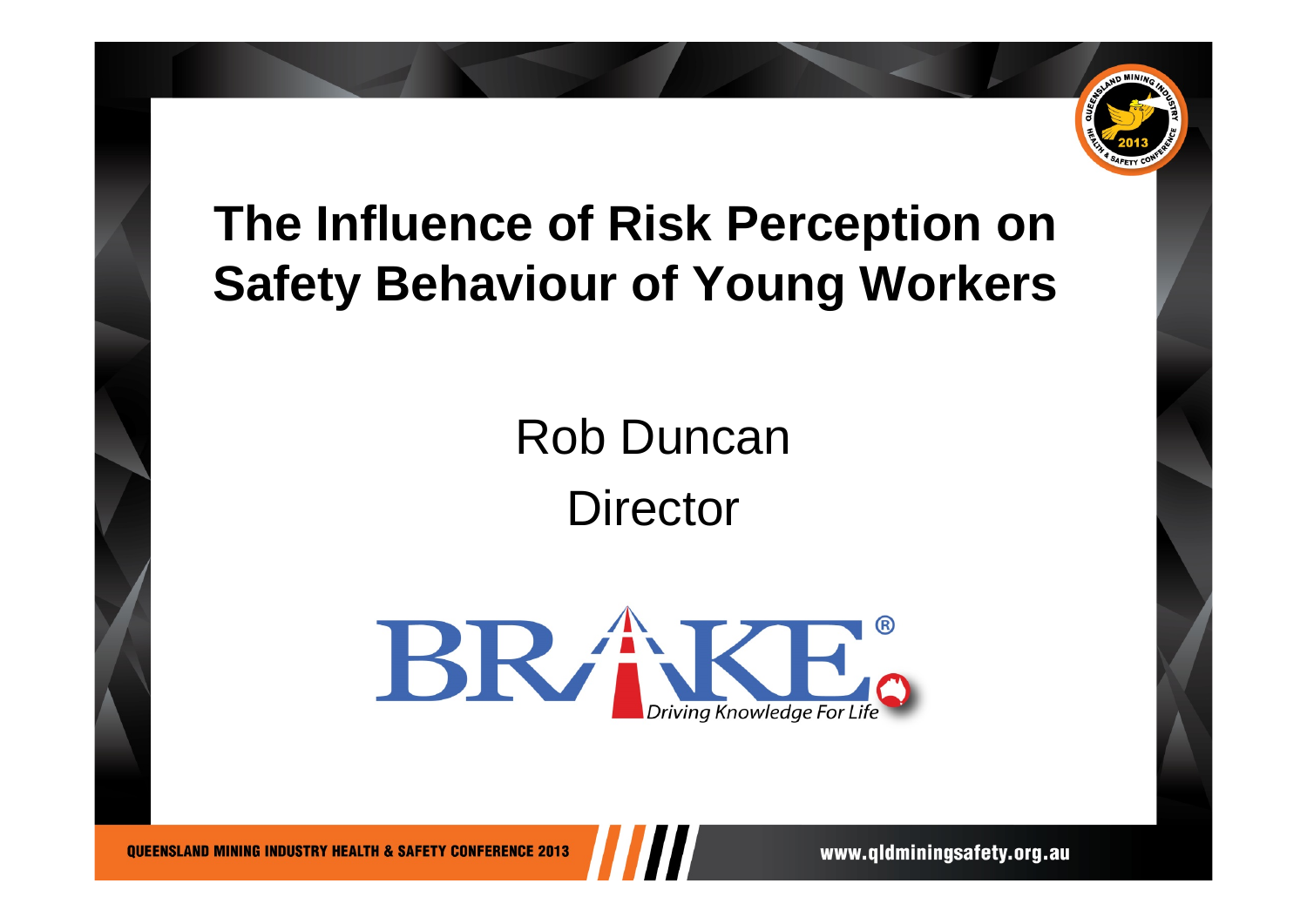# The Influence of Risk Perception on Safety Behaviour of Young Workers

Rob Duncan

Director

BRAKE®

*Driving Knowledge For Life*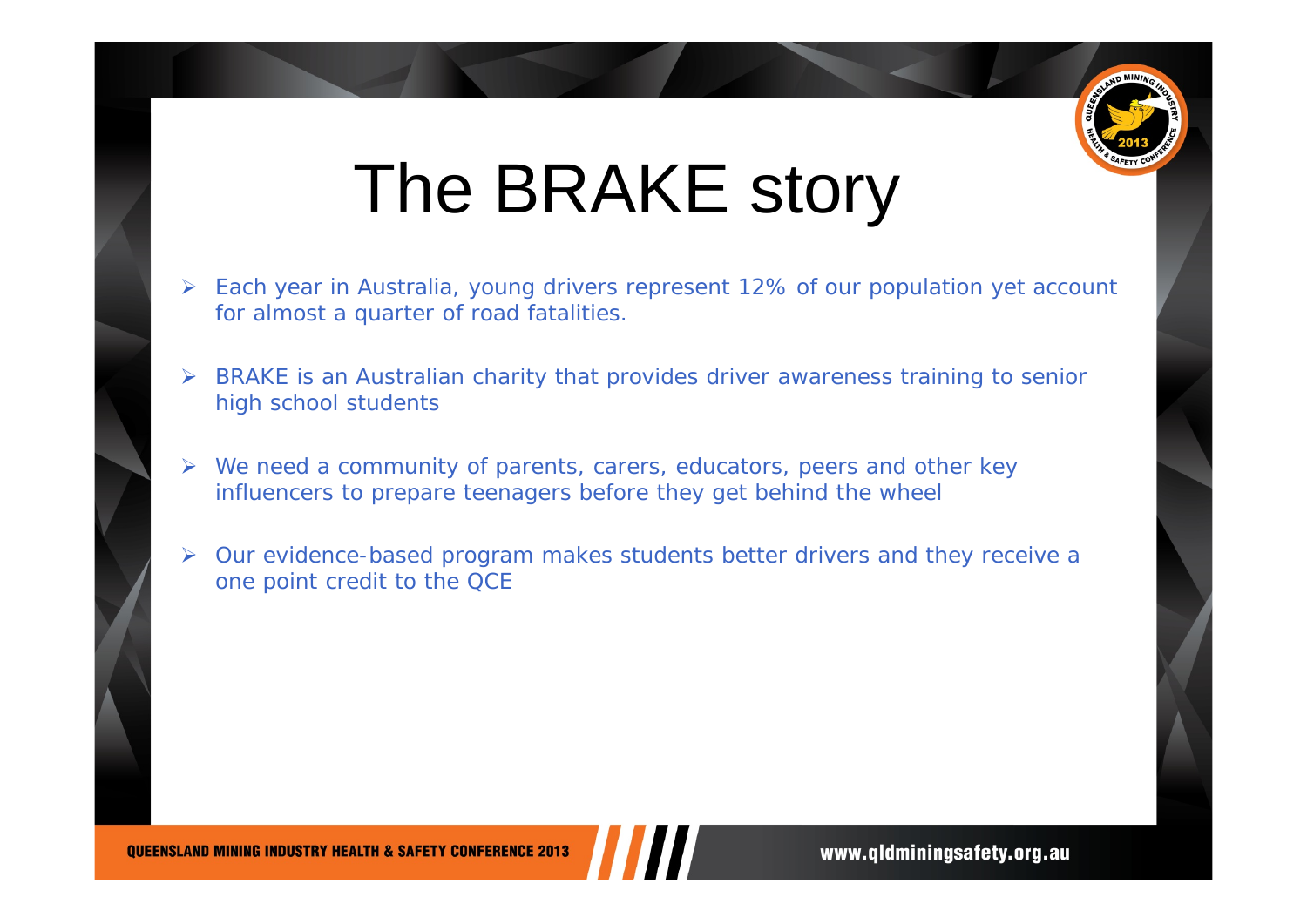# The BRAKE story

- Each year in Australia, young drivers represent 12% of our population yet account for almost a quarter of road fatalities.
- BRAKE is an Australian charity that provides driver awareness training to senior high school students
- We need a community of parents, carers, educators, peers and other key influencers to prepare teenagers before they get behind the wheel
- Our evidence-based program makes students better drivers and they receive a one point credit to the QCE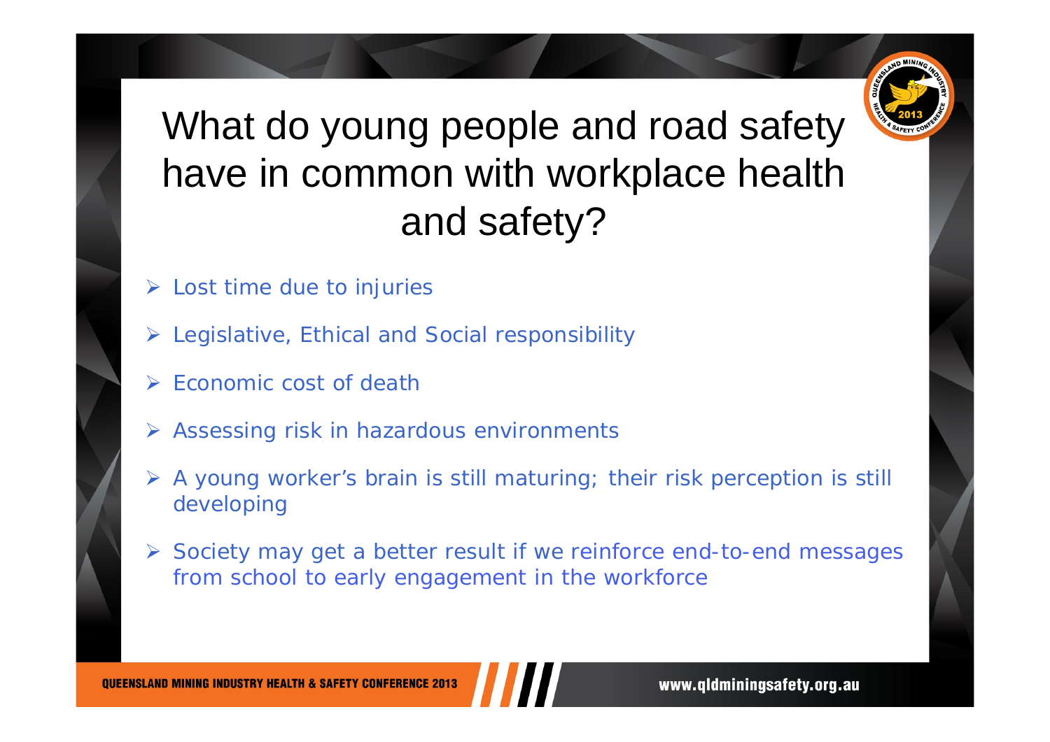# What do young people and road safety have in common with workplace health and safety?

- Lost time due to injuries
- Legislative, Ethical and Social responsibility
- Economic cost of death
- Assessing risk in hazardous environments
- A young worker's brain is still maturing; their risk perception is still developing
- Society may get a better result if we reinforce end-to-end messages from school to early engagement in the workforce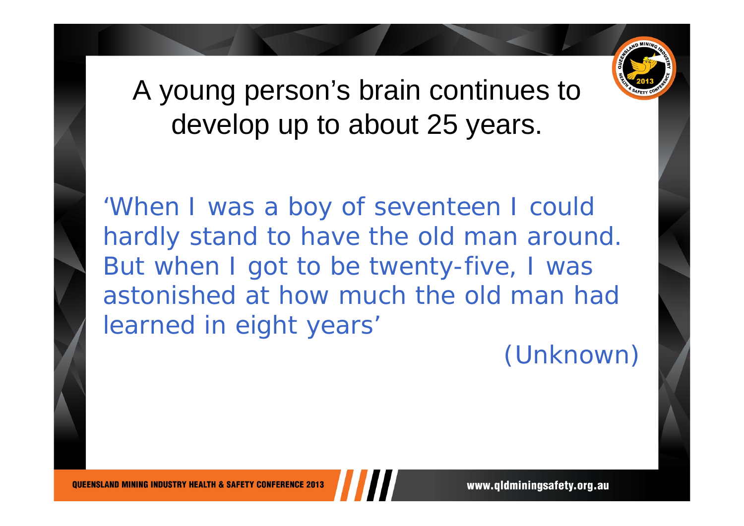# A young person's brain continues to develop up to about 25 years.

'When I was a boy of seventeen I could hardly stand to have the old man around. But when I got to be twenty-five, I was astonished at how much the old man had learned in eight years'

(Unknown)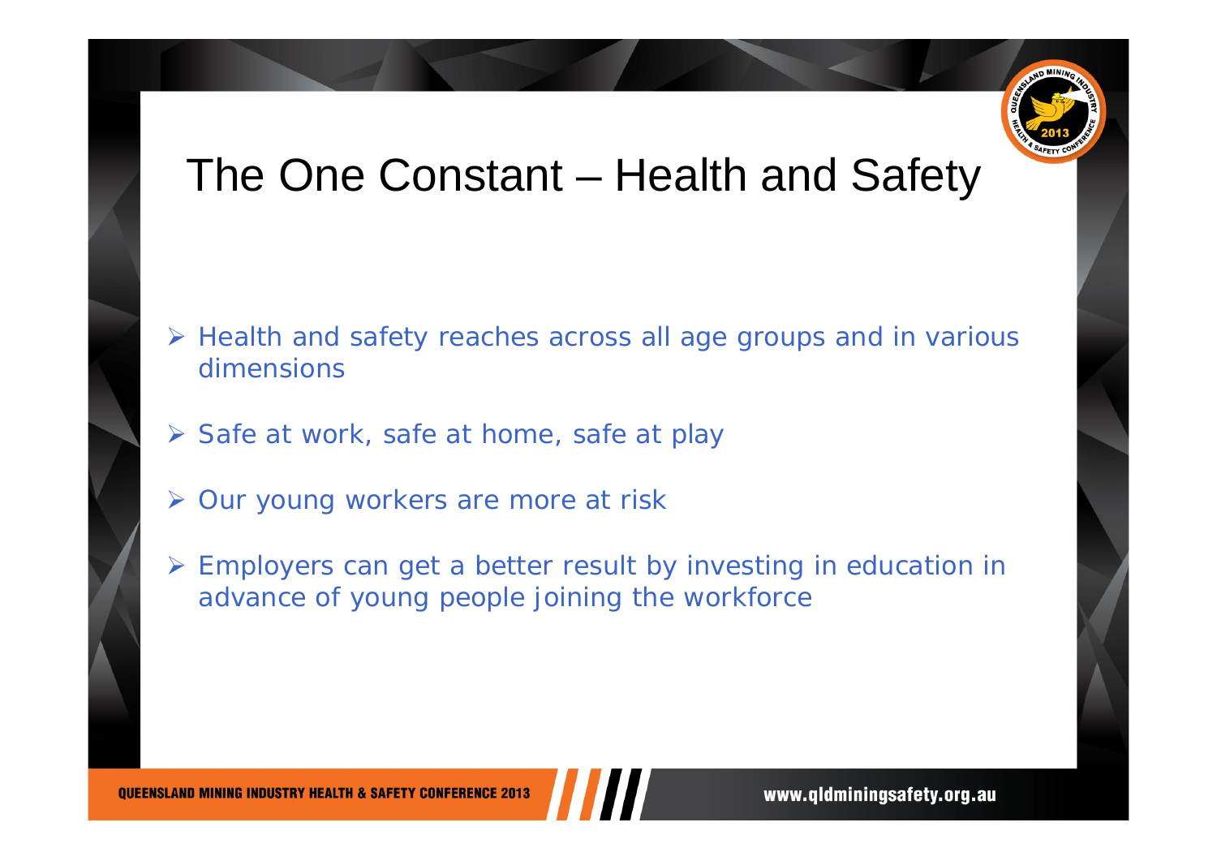# The One Constant – Health and Safety

- Health and safety reaches across all age groups and in various dimensions
- Safe at work, safe at home, safe at play
- Our young workers are more at risk
- Employers can get a better result by investing in education in advance of young people joining the workforce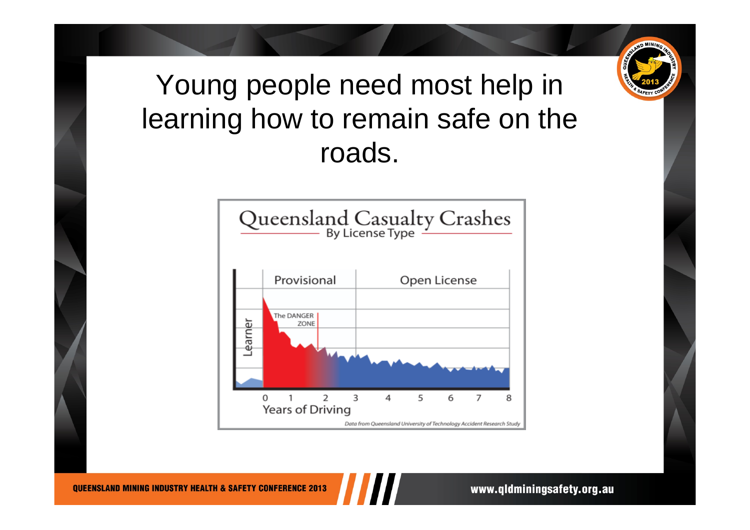# Young people need most help in learning how to remain safe on the roads.

**Queensland Casualty Crashes**
By License Type

Learner | Provisional | Open License

The DANGER ZONE

0 1 2 3 4 5 6 7 8

Years of Driving

*Data from Queensland University of Technology Accident Research Study*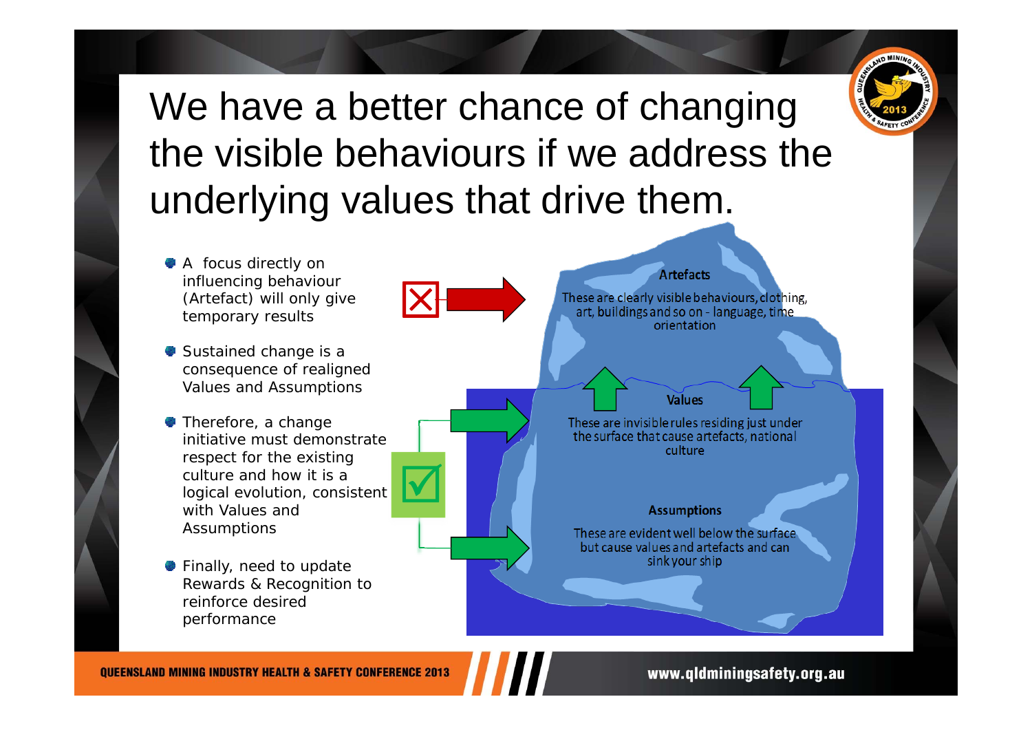# We have a better chance of changing the visible behaviours if we address the underlying values that drive them.

- A focus directly on influencing behaviour (Artefact) will only give temporary results
- Sustained change is a consequence of realigned Values and Assumptions
- Therefore, a change initiative must demonstrate respect for the existing culture and how it is a logical evolution, consistent with Values and Assumptions
- Finally, need to update Rewards & Recognition to reinforce desired performance

**Artefacts**

These are clearly visible behaviours, clothing, art, buildings and so on - language, time orientation

**Values**

These are invisible rules residing just under the surface that cause artefacts, national culture

**Assumptions**

These are evident well below the surface but cause values and artefacts and can sink your ship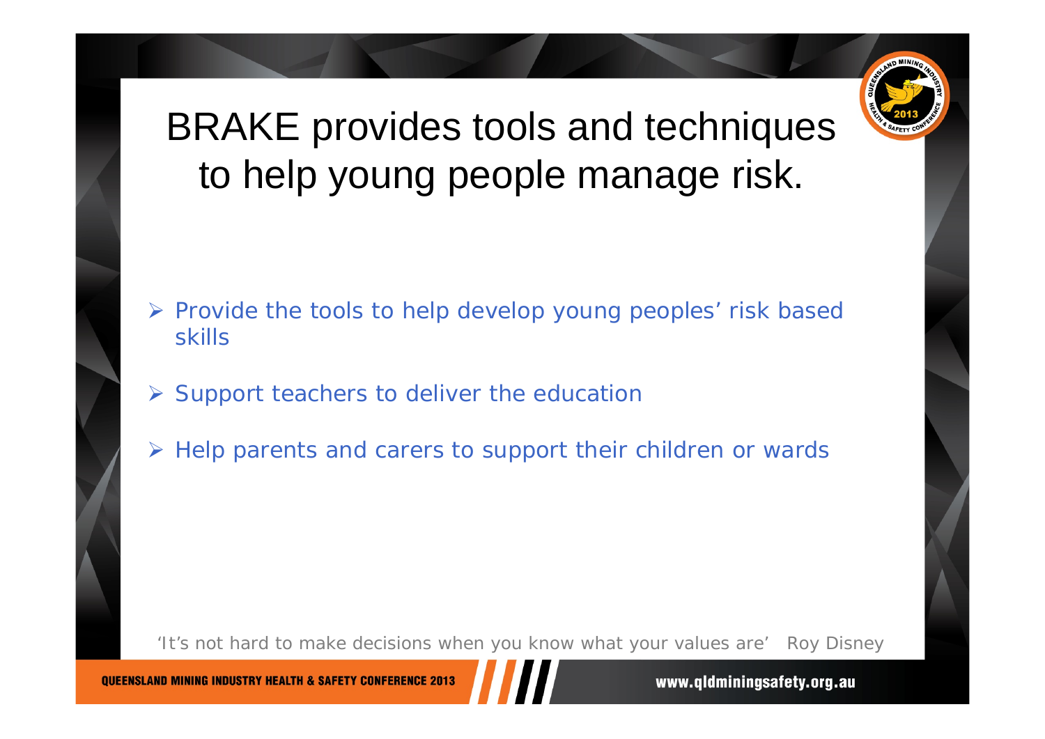# BRAKE provides tools and techniques to help young people manage risk.

- Provide the tools to help develop young peoples' risk based skills
- Support teachers to deliver the education
- Help parents and carers to support their children or wards

'It's not hard to make decisions when you know what your values are' Roy Disney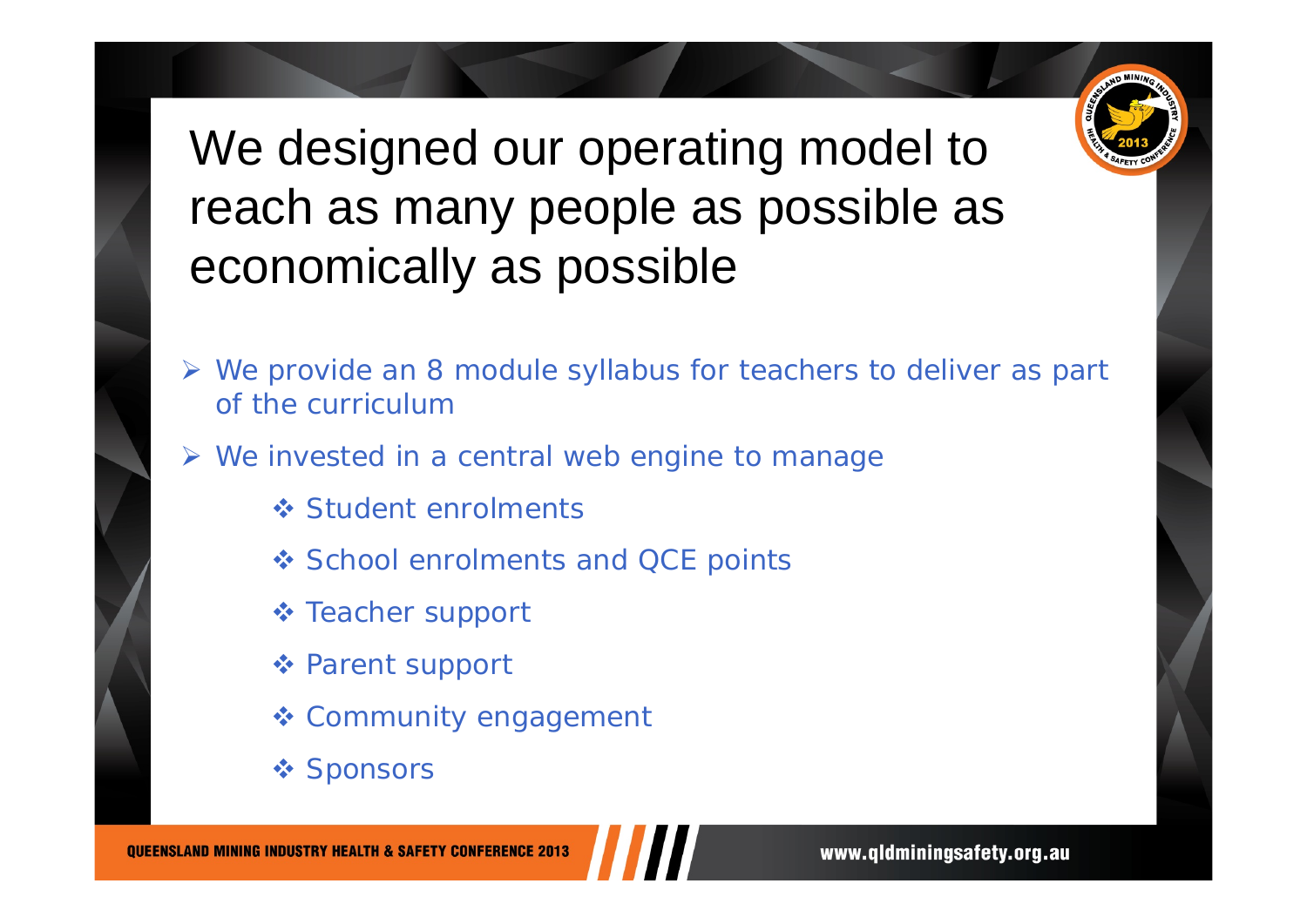# We designed our operating model to reach as many people as possible as economically as possible

- We provide an 8 module syllabus for teachers to deliver as part of the curriculum
- We invested in a central web engine to manage
  - Student enrolments
  - School enrolments and QCE points
  - Teacher support
  - Parent support
  - Community engagement
  - Sponsors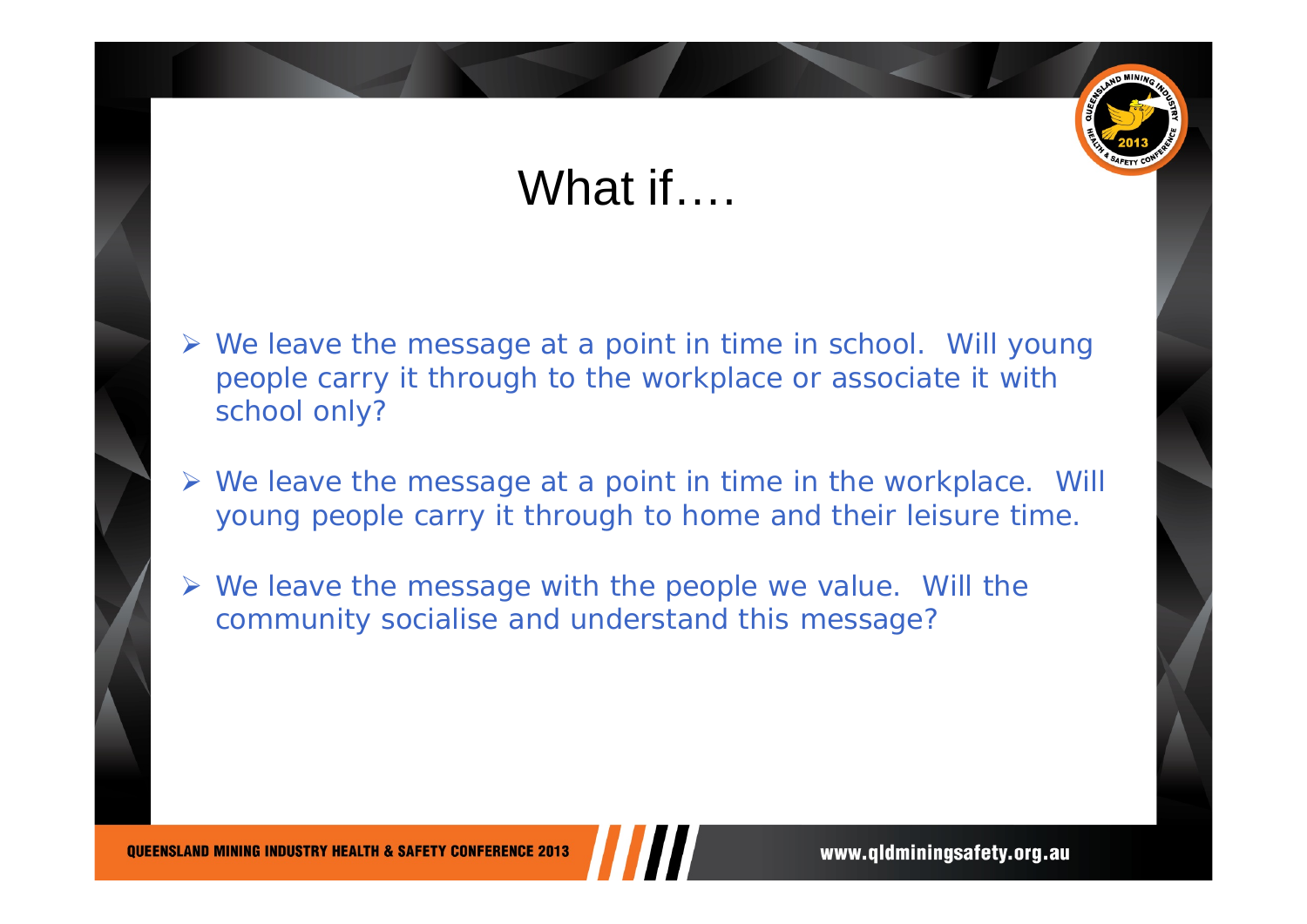# What if….

- We leave the message at a point in time in school. Will young people carry it through to the workplace or associate it with school only?
- We leave the message at a point in time in the workplace. Will young people carry it through to home and their leisure time.
- We leave the message with the people we value. Will the community socialise and understand this message?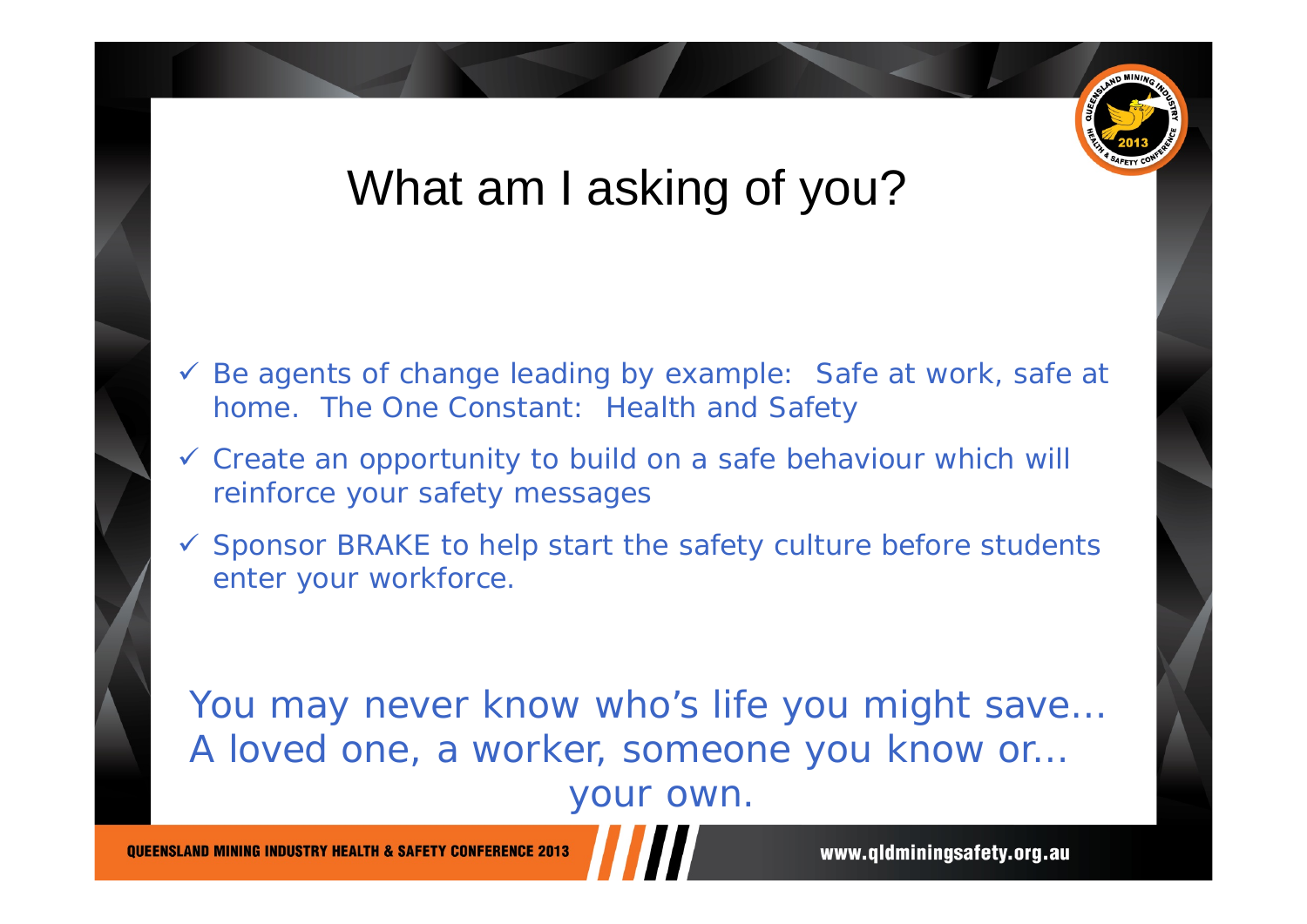# What am I asking of you?

- ✓ Be agents of change leading by example: Safe at work, safe at home. The One Constant: Health and Safety
- ✓ Create an opportunity to build on a safe behaviour which will reinforce your safety messages
- ✓ Sponsor BRAKE to help start the safety culture before students enter your workforce.

You may never know who's life you might save… A loved one, a worker, someone you know or… your own.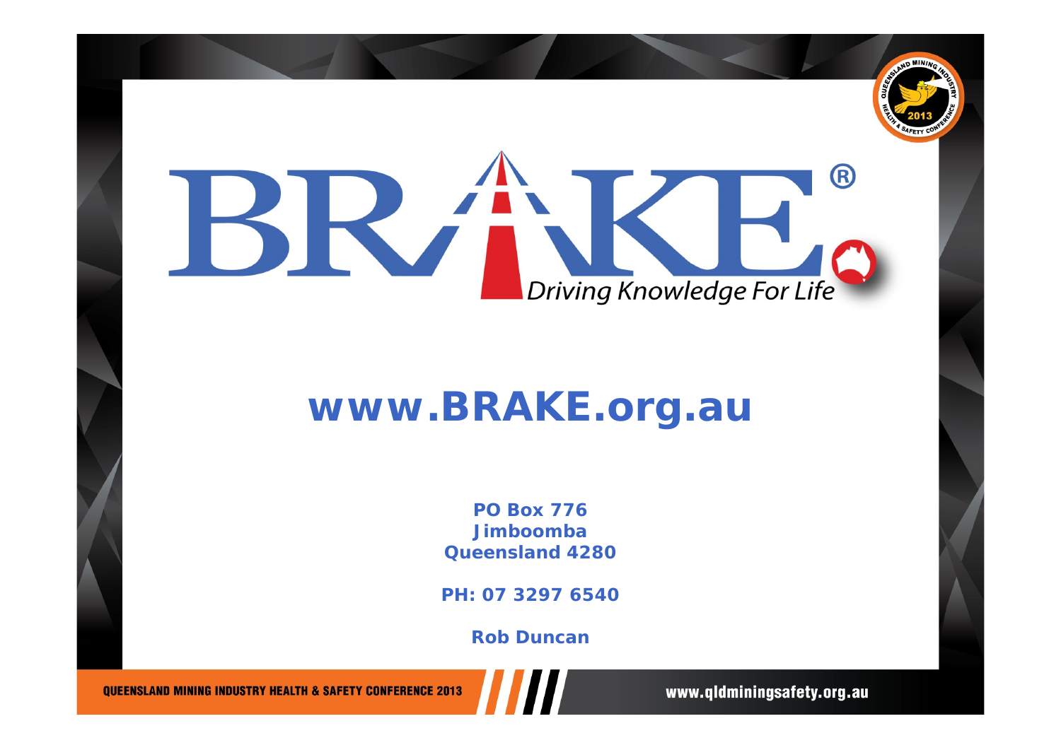# BRAKE®

*Driving Knowledge For Life*

## www.BRAKE.org.au

**PO Box 776**
**Jimboomba**
**Queensland 4280**

**PH: 07 3297 6540**

**Rob Duncan**